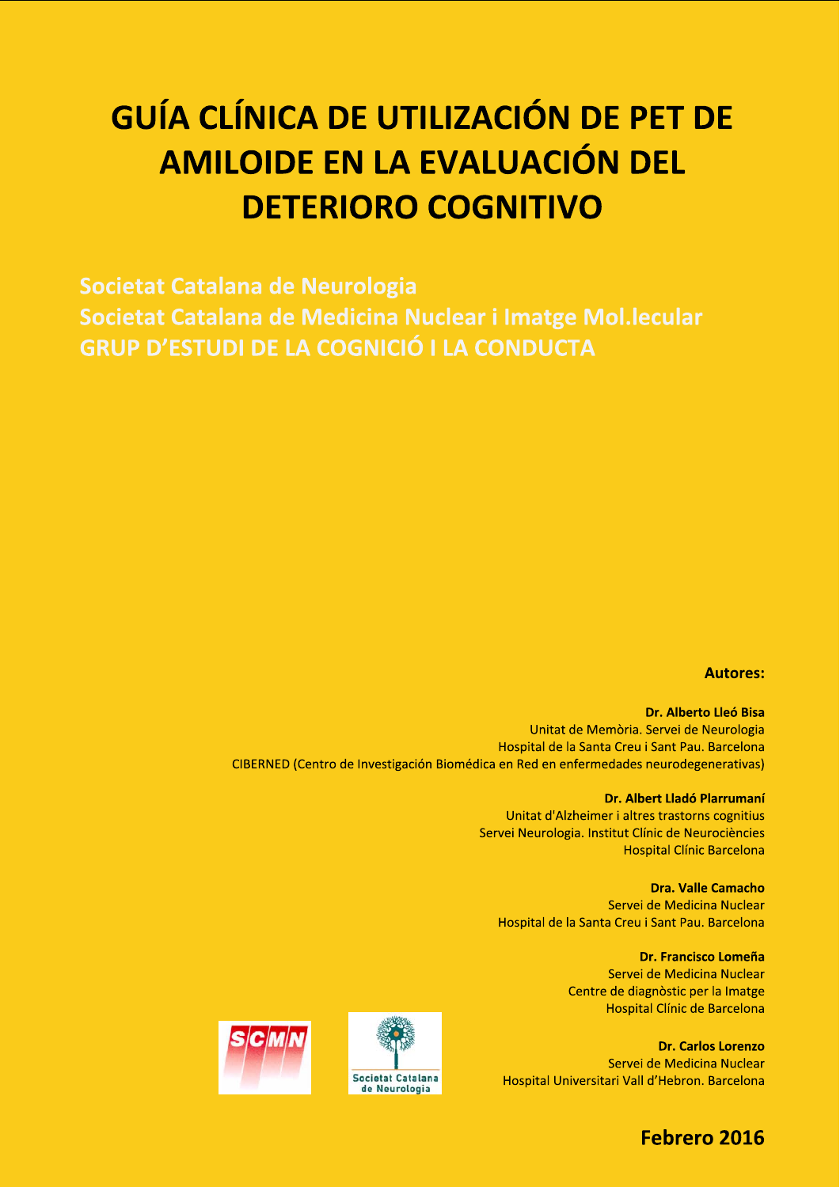# GUÍA CLÍNICA DE UTILIZACIÓN DE PET DE AMILOIDE EN LA EVALUACIÓN DEL DETERIORO COGNITIVO

**Societat Catalana de Neurologia**
**Societat Catalana de Medicina Nuclear i Imatge Mol.lecular**
**GRUP D'ESTUDI DE LA COGNICIÓ I LA CONDUCTA**

**Autores:**

**Dr. Alberto Lleó Bisa**
Unitat de Memòria. Servei de Neurologia
Hospital de la Santa Creu i Sant Pau. Barcelona
CIBERNED (Centro de Investigación Biomédica en Red en enfermedades neurodegenerativas)

**Dr. Albert Lladó Plarrumaní**
Unitat d'Alzheimer i altres trastorns cognitius
Servei Neurologia. Institut Clínic de Neurociències
Hospital Clínic Barcelona

**Dra. Valle Camacho**
Servei de Medicina Nuclear
Hospital de la Santa Creu i Sant Pau. Barcelona

**Dr. Francisco Lomeña**
Servei de Medicina Nuclear
Centre de diagnòstic per la Imatge
Hospital Clínic de Barcelona

**Dr. Carlos Lorenzo**
Servei de Medicina Nuclear
Hospital Universitari Vall d'Hebron. Barcelona

SCMN

Societat Catalana de Neurologia

**Febrero 2016**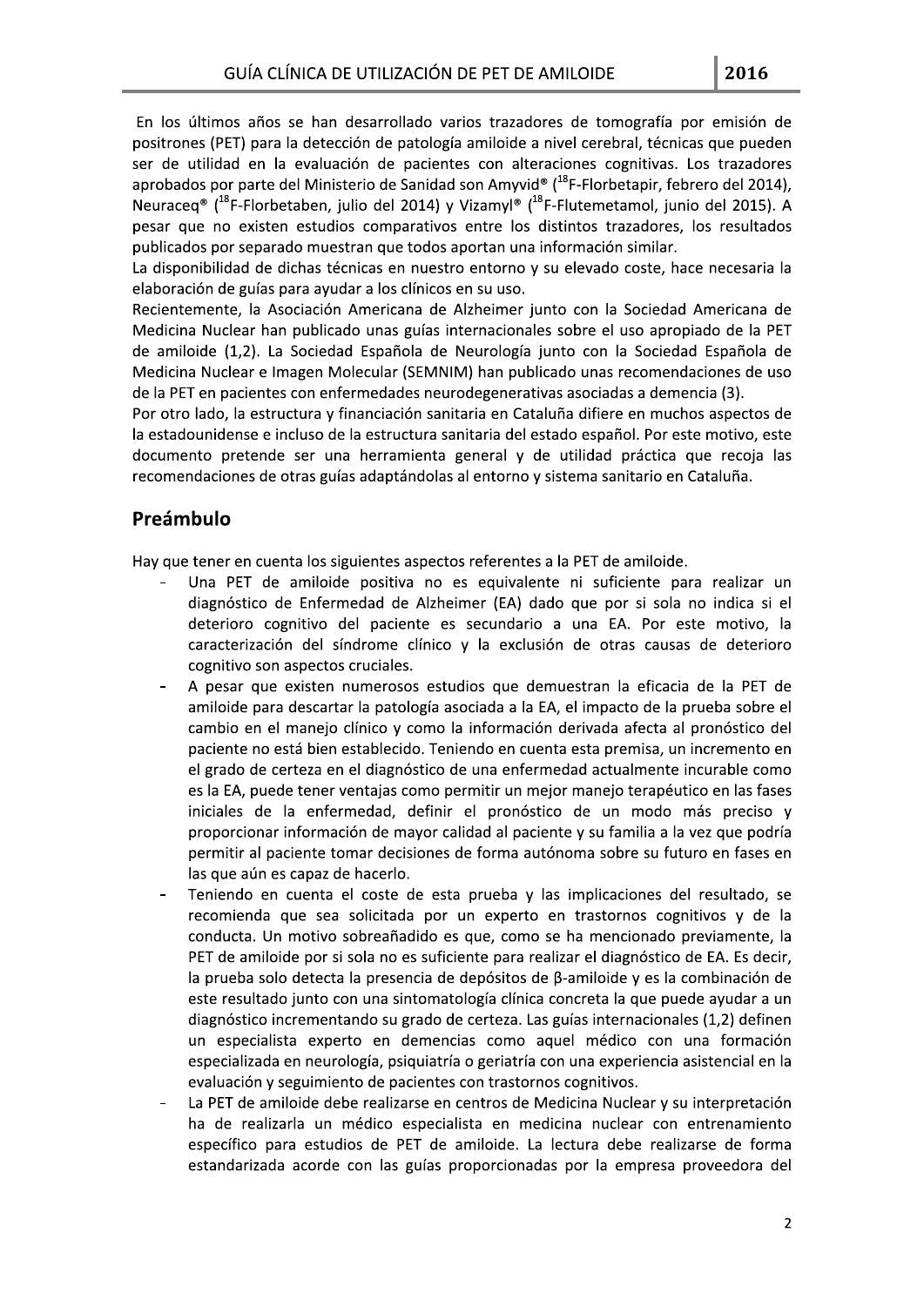En los últimos años se han desarrollado varios trazadores de tomografía por emisión de positrones (PET) para la detección de patología amiloide a nivel cerebral, técnicas que pueden ser de utilidad en la evaluación de pacientes con alteraciones cognitivas. Los trazadores aprobados por parte del Ministerio de Sanidad son Amyvid® ($^{18}$F-Florbetapir, febrero del 2014), Neuraceq® ($^{18}$F-Florbetaben, julio del 2014) y Vizamyl® ($^{18}$F-Flutemetamol, junio del 2015). A pesar que no existen estudios comparativos entre los distintos trazadores, los resultados publicados por separado muestran que todos aportan una información similar.

La disponibilidad de dichas técnicas en nuestro entorno y su elevado coste, hace necesaria la elaboración de guías para ayudar a los clínicos en su uso.

Recientemente, la Asociación Americana de Alzheimer junto con la Sociedad Americana de Medicina Nuclear han publicado unas guías internacionales sobre el uso apropiado de la PET de amiloide (1,2). La Sociedad Española de Neurología junto con la Sociedad Española de Medicina Nuclear e Imagen Molecular (SEMNIM) han publicado unas recomendaciones de uso de la PET en pacientes con enfermedades neurodegenerativas asociadas a demencia (3).

Por otro lado, la estructura y financiación sanitaria en Cataluña difiere en muchos aspectos de la estadounidense e incluso de la estructura sanitaria del estado español. Por este motivo, este documento pretende ser una herramienta general y de utilidad práctica que recoja las recomendaciones de otras guías adaptándolas al entorno y sistema sanitario en Cataluña.

## Preámbulo

Hay que tener en cuenta los siguientes aspectos referentes a la PET de amiloide.

- Una PET de amiloide positiva no es equivalente ni suficiente para realizar un diagnóstico de Enfermedad de Alzheimer (EA) dado que por si sola no indica si el deterioro cognitivo del paciente es secundario a una EA. Por este motivo, la caracterización del síndrome clínico y la exclusión de otras causas de deterioro cognitivo son aspectos cruciales.
- A pesar que existen numerosos estudios que demuestran la eficacia de la PET de amiloide para descartar la patología asociada a la EA, el impacto de la prueba sobre el cambio en el manejo clínico y como la información derivada afecta al pronóstico del paciente no está bien establecido. Teniendo en cuenta esta premisa, un incremento en el grado de certeza en el diagnóstico de una enfermedad actualmente incurable como es la EA, puede tener ventajas como permitir un mejor manejo terapéutico en las fases iniciales de la enfermedad, definir el pronóstico de un modo más preciso y proporcionar información de mayor calidad al paciente y su familia a la vez que podría permitir al paciente tomar decisiones de forma autónoma sobre su futuro en fases en las que aún es capaz de hacerlo.
- Teniendo en cuenta el coste de esta prueba y las implicaciones del resultado, se recomienda que sea solicitada por un experto en trastornos cognitivos y de la conducta. Un motivo sobreañadido es que, como se ha mencionado previamente, la PET de amiloide por si sola no es suficiente para realizar el diagnóstico de EA. Es decir, la prueba solo detecta la presencia de depósitos de β-amiloide y es la combinación de este resultado junto con una sintomatología clínica concreta la que puede ayudar a un diagnóstico incrementando su grado de certeza. Las guías internacionales (1,2) definen un especialista experto en demencias como aquel médico con una formación especializada en neurología, psiquiatría o geriatría con una experiencia asistencial en la evaluación y seguimiento de pacientes con trastornos cognitivos.
- La PET de amiloide debe realizarse en centros de Medicina Nuclear y su interpretación ha de realizarla un médico especialista en medicina nuclear con entrenamiento específico para estudios de PET de amiloide. La lectura debe realizarse de forma estandarizada acorde con las guías proporcionadas por la empresa proveedora del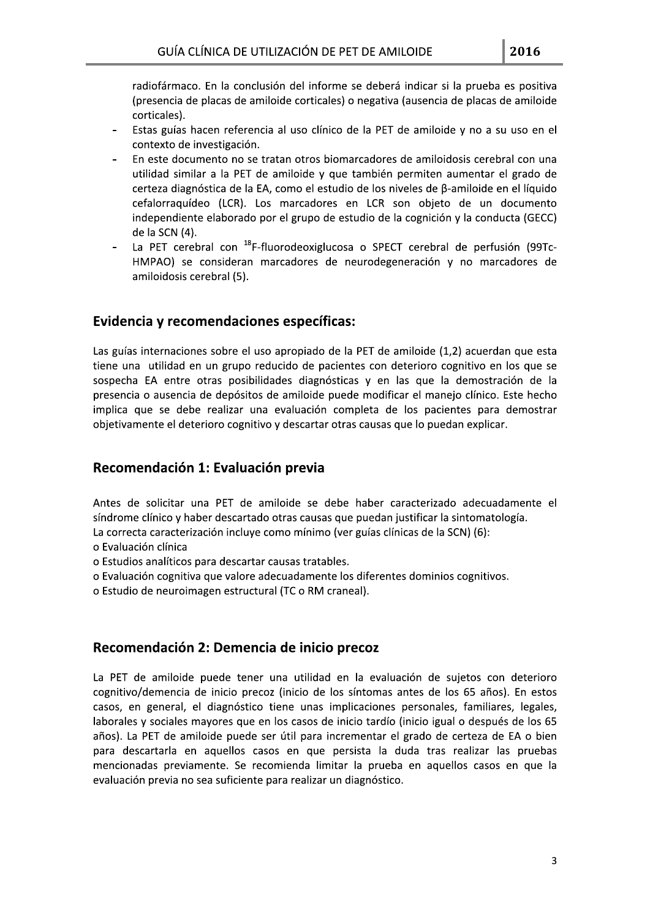radiofármaco. En la conclusión del informe se deberá indicar si la prueba es positiva (presencia de placas de amiloide corticales) o negativa (ausencia de placas de amiloide corticales).

- Estas guías hacen referencia al uso clínico de la PET de amiloide y no a su uso en el contexto de investigación.
- En este documento no se tratan otros biomarcadores de amiloidosis cerebral con una utilidad similar a la PET de amiloide y que también permiten aumentar el grado de certeza diagnóstica de la EA, como el estudio de los niveles de β-amiloide en el líquido cefalorraquídeo (LCR). Los marcadores en LCR son objeto de un documento independiente elaborado por el grupo de estudio de la cognición y la conducta (GECC) de la SCN (4).
- La PET cerebral con $^{18}$F-fluorodeoxiglucosa o SPECT cerebral de perfusión (99Tc-HMPAO) se consideran marcadores de neurodegeneración y no marcadores de amiloidosis cerebral (5).

## Evidencia y recomendaciones específicas:

Las guías internaciones sobre el uso apropiado de la PET de amiloide (1,2) acuerdan que esta tiene una utilidad en un grupo reducido de pacientes con deterioro cognitivo en los que se sospecha EA entre otras posibilidades diagnósticas y en las que la demostración de la presencia o ausencia de depósitos de amiloide puede modificar el manejo clínico. Este hecho implica que se debe realizar una evaluación completa de los pacientes para demostrar objetivamente el deterioro cognitivo y descartar otras causas que lo puedan explicar.

## Recomendación 1: Evaluación previa

Antes de solicitar una PET de amiloide se debe haber caracterizado adecuadamente el síndrome clínico y haber descartado otras causas que puedan justificar la sintomatología.
La correcta caracterización incluye como mínimo (ver guías clínicas de la SCN) (6):

- Evaluación clínica
- Estudios analíticos para descartar causas tratables.
- Evaluación cognitiva que valore adecuadamente los diferentes dominios cognitivos.
- Estudio de neuroimagen estructural (TC o RM craneal).

## Recomendación 2: Demencia de inicio precoz

La PET de amiloide puede tener una utilidad en la evaluación de sujetos con deterioro cognitivo/demencia de inicio precoz (inicio de los síntomas antes de los 65 años). En estos casos, en general, el diagnóstico tiene unas implicaciones personales, familiares, legales, laborales y sociales mayores que en los casos de inicio tardío (inicio igual o después de los 65 años). La PET de amiloide puede ser útil para incrementar el grado de certeza de EA o bien para descartarla en aquellos casos en que persista la duda tras realizar las pruebas mencionadas previamente. Se recomienda limitar la prueba en aquellos casos en que la evaluación previa no sea suficiente para realizar un diagnóstico.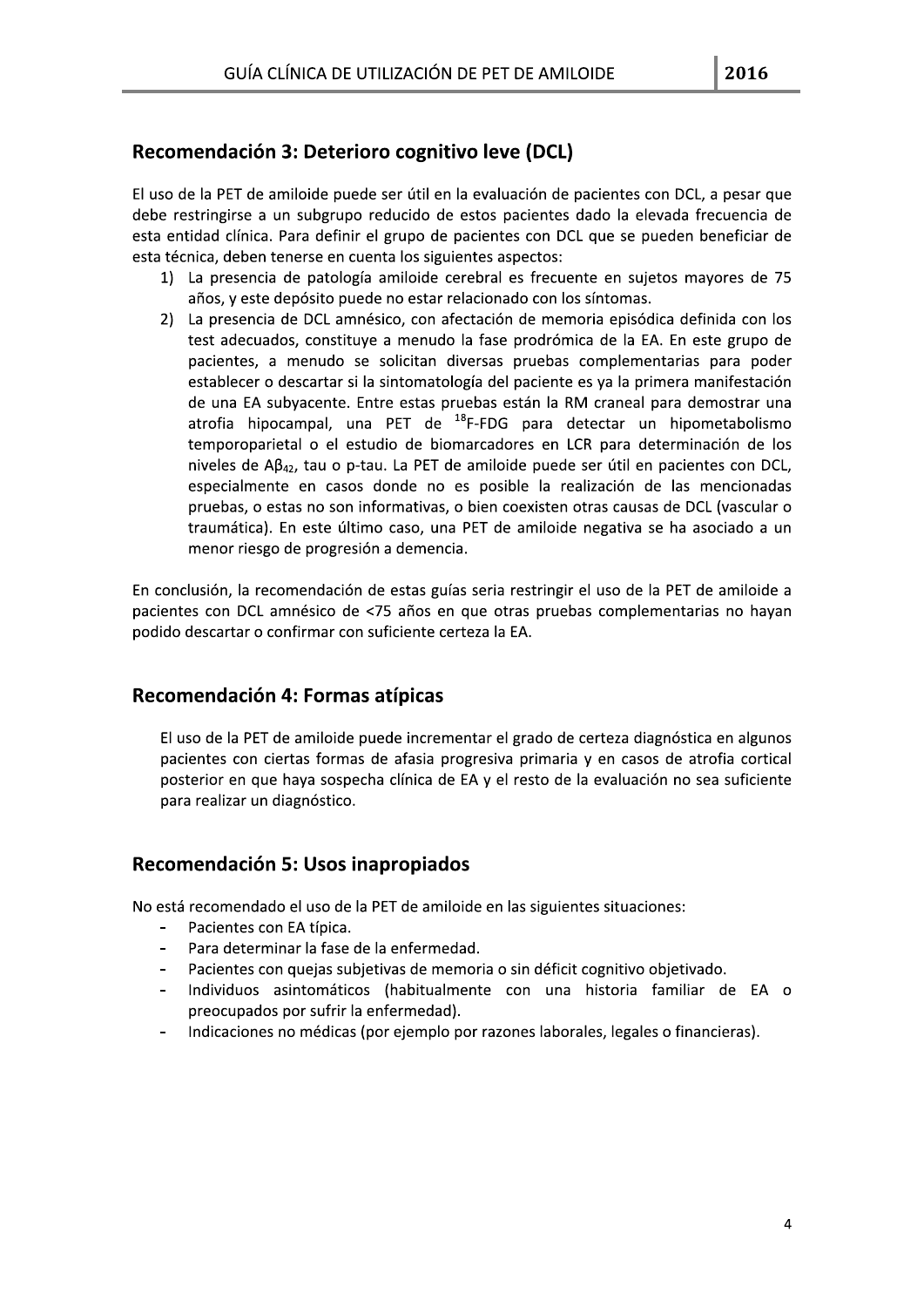## Recomendación 3: Deterioro cognitivo leve (DCL)

El uso de la PET de amiloide puede ser útil en la evaluación de pacientes con DCL, a pesar que debe restringirse a un subgrupo reducido de estos pacientes dado la elevada frecuencia de esta entidad clínica. Para definir el grupo de pacientes con DCL que se pueden beneficiar de esta técnica, deben tenerse en cuenta los siguientes aspectos:

1) La presencia de patología amiloide cerebral es frecuente en sujetos mayores de 75 años, y este depósito puede no estar relacionado con los síntomas.
2) La presencia de DCL amnésico, con afectación de memoria episódica definida con los test adecuados, constituye a menudo la fase prodrómica de la EA. En este grupo de pacientes, a menudo se solicitan diversas pruebas complementarias para poder establecer o descartar si la sintomatología del paciente es ya la primera manifestación de una EA subyacente. Entre estas pruebas están la RM craneal para demostrar una atrofia hipocampal, una PET de $^{18}$F-FDG para detectar un hipometabolismo temporoparietal o el estudio de biomarcadores en LCR para determinación de los niveles de $A\beta_{42}$, tau o p-tau. La PET de amiloide puede ser útil en pacientes con DCL, especialmente en casos donde no es posible la realización de las mencionadas pruebas, o estas no son informativas, o bien coexisten otras causas de DCL (vascular o traumática). En este último caso, una PET de amiloide negativa se ha asociado a un menor riesgo de progresión a demencia.

En conclusión, la recomendación de estas guías seria restringir el uso de la PET de amiloide a pacientes con DCL amnésico de <75 años en que otras pruebas complementarias no hayan podido descartar o confirmar con suficiente certeza la EA.

## Recomendación 4: Formas atípicas

El uso de la PET de amiloide puede incrementar el grado de certeza diagnóstica en algunos pacientes con ciertas formas de afasia progresiva primaria y en casos de atrofia cortical posterior en que haya sospecha clínica de EA y el resto de la evaluación no sea suficiente para realizar un diagnóstico.

## Recomendación 5: Usos inapropiados

No está recomendado el uso de la PET de amiloide en las siguientes situaciones:

- Pacientes con EA típica.
- Para determinar la fase de la enfermedad.
- Pacientes con quejas subjetivas de memoria o sin déficit cognitivo objetivado.
- Individuos asintomáticos (habitualmente con una historia familiar de EA o preocupados por sufrir la enfermedad).
- Indicaciones no médicas (por ejemplo por razones laborales, legales o financieras).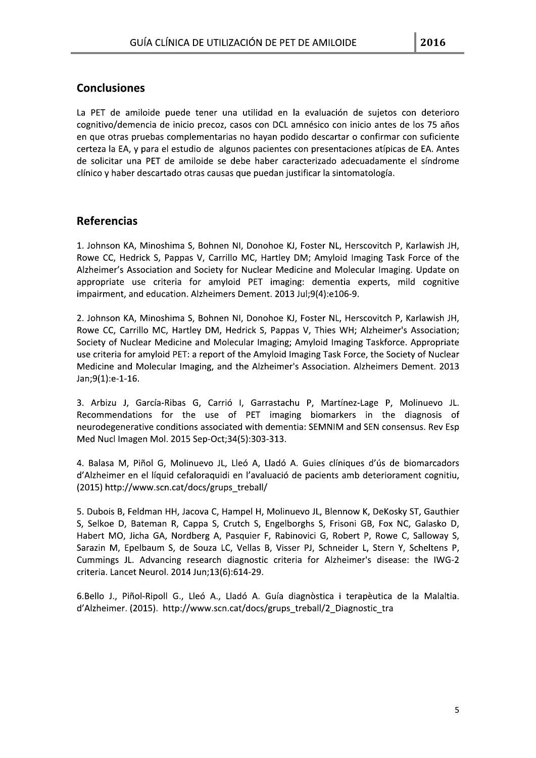## Conclusiones

La PET de amiloide puede tener una utilidad en la evaluación de sujetos con deterioro cognitivo/demencia de inicio precoz, casos con DCL amnésico con inicio antes de los 75 años en que otras pruebas complementarias no hayan podido descartar o confirmar con suficiente certeza la EA, y para el estudio de algunos pacientes con presentaciones atípicas de EA. Antes de solicitar una PET de amiloide se debe haber caracterizado adecuadamente el síndrome clínico y haber descartado otras causas que puedan justificar la sintomatología.

## Referencias

1. Johnson KA, Minoshima S, Bohnen NI, Donohoe KJ, Foster NL, Herscovitch P, Karlawish JH, Rowe CC, Hedrick S, Pappas V, Carrillo MC, Hartley DM; Amyloid Imaging Task Force of the Alzheimer's Association and Society for Nuclear Medicine and Molecular Imaging. Update on appropriate use criteria for amyloid PET imaging: dementia experts, mild cognitive impairment, and education. Alzheimers Dement. 2013 Jul;9(4):e106-9.

2. Johnson KA, Minoshima S, Bohnen NI, Donohoe KJ, Foster NL, Herscovitch P, Karlawish JH, Rowe CC, Carrillo MC, Hartley DM, Hedrick S, Pappas V, Thies WH; Alzheimer's Association; Society of Nuclear Medicine and Molecular Imaging; Amyloid Imaging Taskforce. Appropriate use criteria for amyloid PET: a report of the Amyloid Imaging Task Force, the Society of Nuclear Medicine and Molecular Imaging, and the Alzheimer's Association. Alzheimers Dement. 2013 Jan;9(1):e-1-16.

3. Arbizu J, García-Ribas G, Carrió I, Garrastachu P, Martínez-Lage P, Molinuevo JL. Recommendations for the use of PET imaging biomarkers in the diagnosis of neurodegenerative conditions associated with dementia: SEMNIM and SEN consensus. Rev Esp Med Nucl Imagen Mol. 2015 Sep-Oct;34(5):303-313.

4. Balasa M, Piñol G, Molinuevo JL, Lleó A, Lladó A. Guies clíniques d'ús de biomarcadors d'Alzheimer en el líquid cefaloraquidi en l'avaluació de pacients amb deteriorament cognitiu, (2015) http://www.scn.cat/docs/grups_treball/

5. Dubois B, Feldman HH, Jacova C, Hampel H, Molinuevo JL, Blennow K, DeKosky ST, Gauthier S, Selkoe D, Bateman R, Cappa S, Crutch S, Engelborghs S, Frisoni GB, Fox NC, Galasko D, Habert MO, Jicha GA, Nordberg A, Pasquier F, Rabinovici G, Robert P, Rowe C, Salloway S, Sarazin M, Epelbaum S, de Souza LC, Vellas B, Visser PJ, Schneider L, Stern Y, Scheltens P, Cummings JL. Advancing research diagnostic criteria for Alzheimer's disease: the IWG-2 criteria. Lancet Neurol. 2014 Jun;13(6):614-29.

6. Bello J., Piñol-Ripoll G., Lleó A., Lladó A. Guía diagnòstica i terapèutica de la Malaltia. d'Alzheimer. (2015). http://www.scn.cat/docs/grups_treball/2_Diagnostic_tra